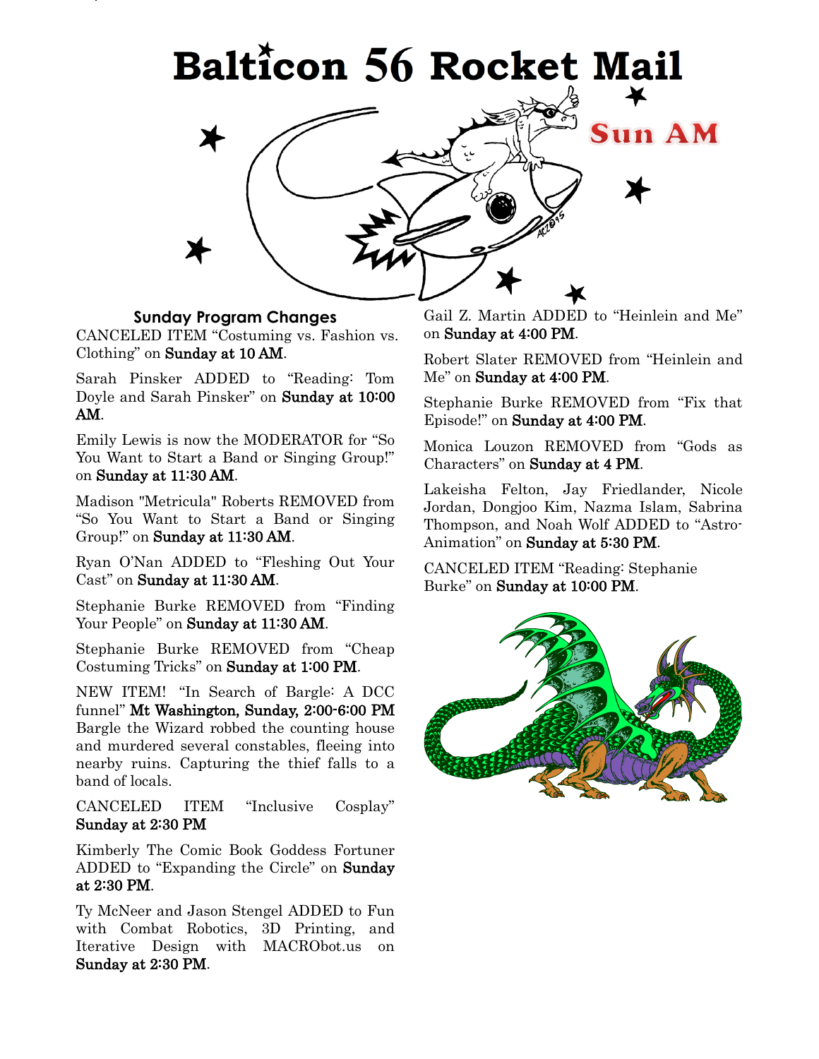# Balticon 56 Rocket Mail

## Sun AM

### Sunday Program Changes

CANCELED ITEM “Costuming vs. Fashion vs. Clothing” on **Sunday at 10 AM**.

Sarah Pinsker ADDED to “Reading: Tom Doyle and Sarah Pinsker” on **Sunday at 10:00 AM**.

Emily Lewis is now the MODERATOR for “So You Want to Start a Band or Singing Group!” on **Sunday at 11:30 AM**.

Madison "Metricula" Roberts REMOVED from “So You Want to Start a Band or Singing Group!” on **Sunday at 11:30 AM**.

Ryan O’Nan ADDED to “Fleshing Out Your Cast” on **Sunday at 11:30 AM**.

Stephanie Burke REMOVED from “Finding Your People” on **Sunday at 11:30 AM**.

Stephanie Burke REMOVED from “Cheap Costuming Tricks” on **Sunday at 1:00 PM**.

NEW ITEM! “In Search of Bargle: A DCC funnel” **Mt Washington, Sunday, 2:00-6:00 PM** Bargle the Wizard robbed the counting house and murdered several constables, fleeing into nearby ruins. Capturing the thief falls to a band of locals.

CANCELED ITEM “Inclusive Cosplay” **Sunday at 2:30 PM**

Kimberly The Comic Book Goddess Fortuner ADDED to “Expanding the Circle” on **Sunday at 2:30 PM**.

Ty McNeer and Jason Stengel ADDED to Fun with Combat Robotics, 3D Printing, and Iterative Design with MACRObot.us on **Sunday at 2:30 PM**.

Gail Z. Martin ADDED to “Heinlein and Me” on **Sunday at 4:00 PM**.

Robert Slater REMOVED from “Heinlein and Me” on **Sunday at 4:00 PM**.

Stephanie Burke REMOVED from “Fix that Episode!” on **Sunday at 4:00 PM**.

Monica Louzon REMOVED from “Gods as Characters” on **Sunday at 4 PM**.

Lakeisha Felton, Jay Friedlander, Nicole Jordan, Dongjoo Kim, Nazma Islam, Sabrina Thompson, and Noah Wolf ADDED to “Astro-Animation” on **Sunday at 5:30 PM**.

CANCELED ITEM “Reading: Stephanie Burke” on **Sunday at 10:00 PM**.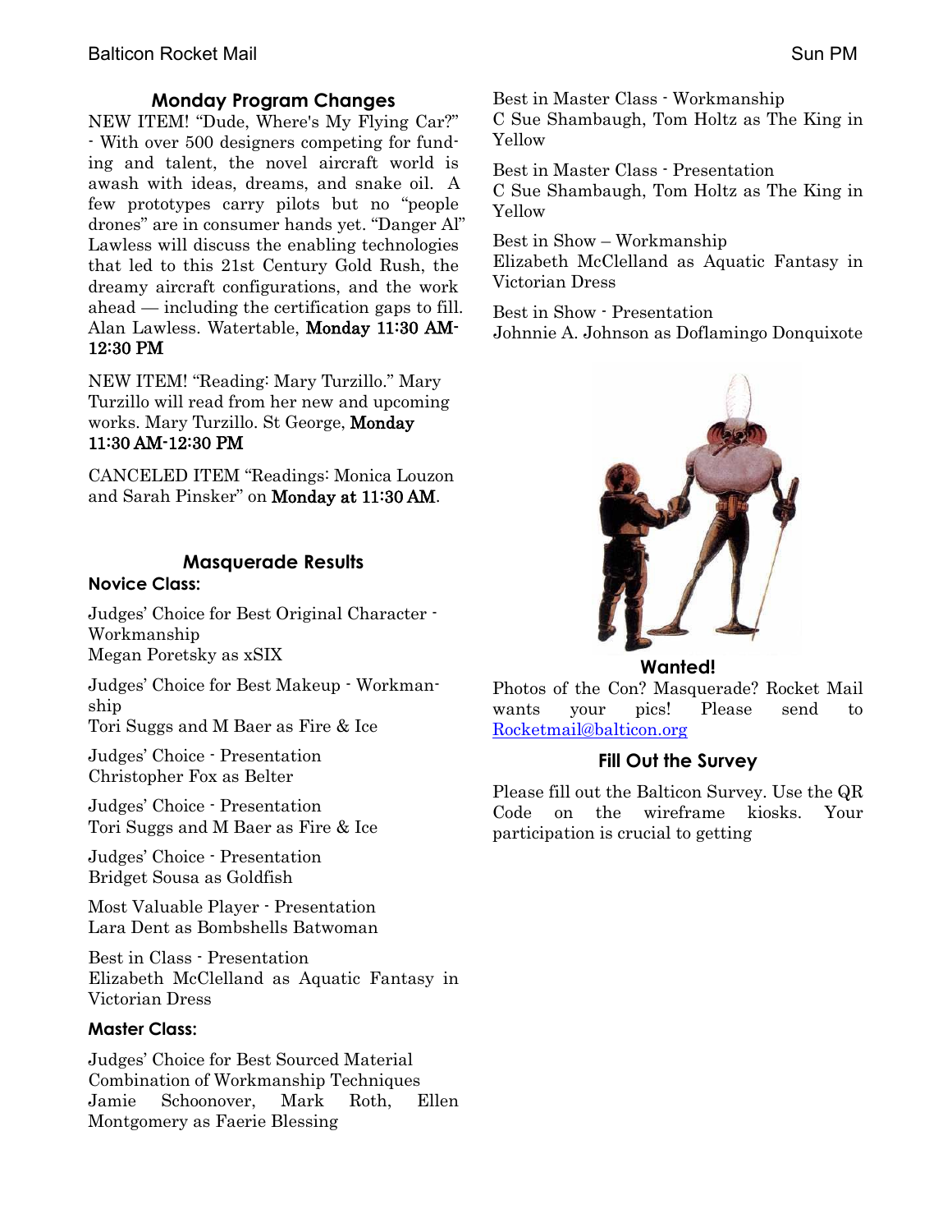## Monday Program Changes

NEW ITEM! "Dude, Where's My Flying Car?" - With over 500 designers competing for funding and talent, the novel aircraft world is awash with ideas, dreams, and snake oil. A few prototypes carry pilots but no "people drones" are in consumer hands yet. "Danger Al" Lawless will discuss the enabling technologies that led to this 21st Century Gold Rush, the dreamy aircraft configurations, and the work ahead — including the certification gaps to fill. Alan Lawless. Watertable, **Monday 11:30 AM-12:30 PM**

NEW ITEM! "Reading: Mary Turzillo." Mary Turzillo will read from her new and upcoming works. Mary Turzillo. St George, **Monday 11:30 AM-12:30 PM**

CANCELED ITEM "Readings: Monica Louzon and Sarah Pinsker" on **Monday at 11:30 AM**.

## Masquerade Results

### Novice Class:

Judges' Choice for Best Original Character - Workmanship
Megan Poretsky as xSIX

Judges' Choice for Best Makeup - Workmanship
Tori Suggs and M Baer as Fire & Ice

Judges' Choice - Presentation
Christopher Fox as Belter

Judges' Choice - Presentation
Tori Suggs and M Baer as Fire & Ice

Judges' Choice - Presentation
Bridget Sousa as Goldfish

Most Valuable Player - Presentation
Lara Dent as Bombshells Batwoman

Best in Class - Presentation
Elizabeth McClelland as Aquatic Fantasy in Victorian Dress

### Master Class:

Judges' Choice for Best Sourced Material Combination of Workmanship Techniques
Jamie Schoonover, Mark Roth, Ellen Montgomery as Faerie Blessing

Best in Master Class - Workmanship
C Sue Shambaugh, Tom Holtz as The King in Yellow

Best in Master Class - Presentation
C Sue Shambaugh, Tom Holtz as The King in Yellow

Best in Show – Workmanship
Elizabeth McClelland as Aquatic Fantasy in Victorian Dress

Best in Show - Presentation
Johnnie A. Johnson as Doflamingo Donquixote

## Wanted!

Photos of the Con? Masquerade? Rocket Mail wants your pics! Please send to Rocketmail@balticon.org

## Fill Out the Survey

Please fill out the Balticon Survey. Use the QR Code on the wireframe kiosks. Your participation is crucial to getting